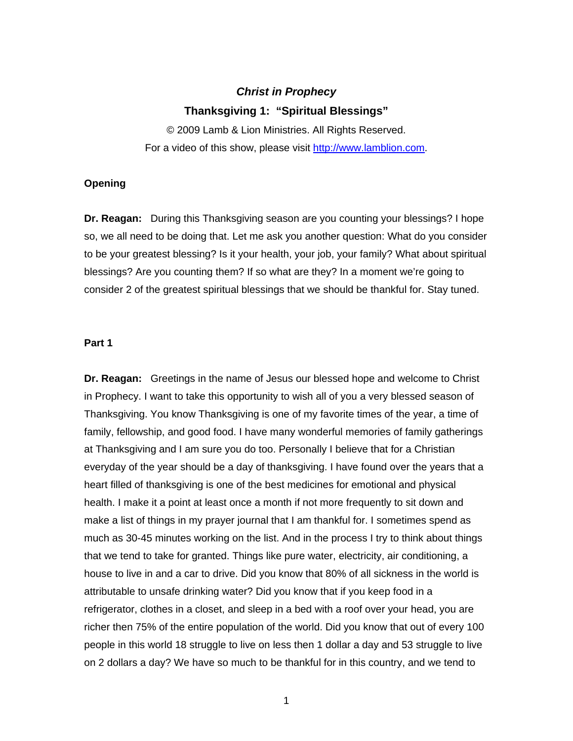# *Christ in Prophecy*

## Thanksgiving 1: "Spiritual Blessings"

© 2009 Lamb & Lion Ministries. All Rights Reserved.

For a video of this show, please visit [http://www.lamblion.com](http://www.lamblion.com).

### Opening

**Dr. Reagan:** During this Thanksgiving season are you counting your blessings? I hope so, we all need to be doing that. Let me ask you another question: What do you consider to be your greatest blessing? Is it your health, your job, your family? What about spiritual blessings? Are you counting them? If so what are they? In a moment we're going to consider 2 of the greatest spiritual blessings that we should be thankful for. Stay tuned.

### Part 1

**Dr. Reagan:** Greetings in the name of Jesus our blessed hope and welcome to Christ in Prophecy. I want to take this opportunity to wish all of you a very blessed season of Thanksgiving. You know Thanksgiving is one of my favorite times of the year, a time of family, fellowship, and good food. I have many wonderful memories of family gatherings at Thanksgiving and I am sure you do too. Personally I believe that for a Christian everyday of the year should be a day of thanksgiving. I have found over the years that a heart filled of thanksgiving is one of the best medicines for emotional and physical health. I make it a point at least once a month if not more frequently to sit down and make a list of things in my prayer journal that I am thankful for. I sometimes spend as much as 30-45 minutes working on the list. And in the process I try to think about things that we tend to take for granted. Things like pure water, electricity, air conditioning, a house to live in and a car to drive. Did you know that 80% of all sickness in the world is attributable to unsafe drinking water? Did you know that if you keep food in a refrigerator, clothes in a closet, and sleep in a bed with a roof over your head, you are richer then 75% of the entire population of the world. Did you know that out of every 100 people in this world 18 struggle to live on less then 1 dollar a day and 53 struggle to live on 2 dollars a day? We have so much to be thankful for in this country, and we tend to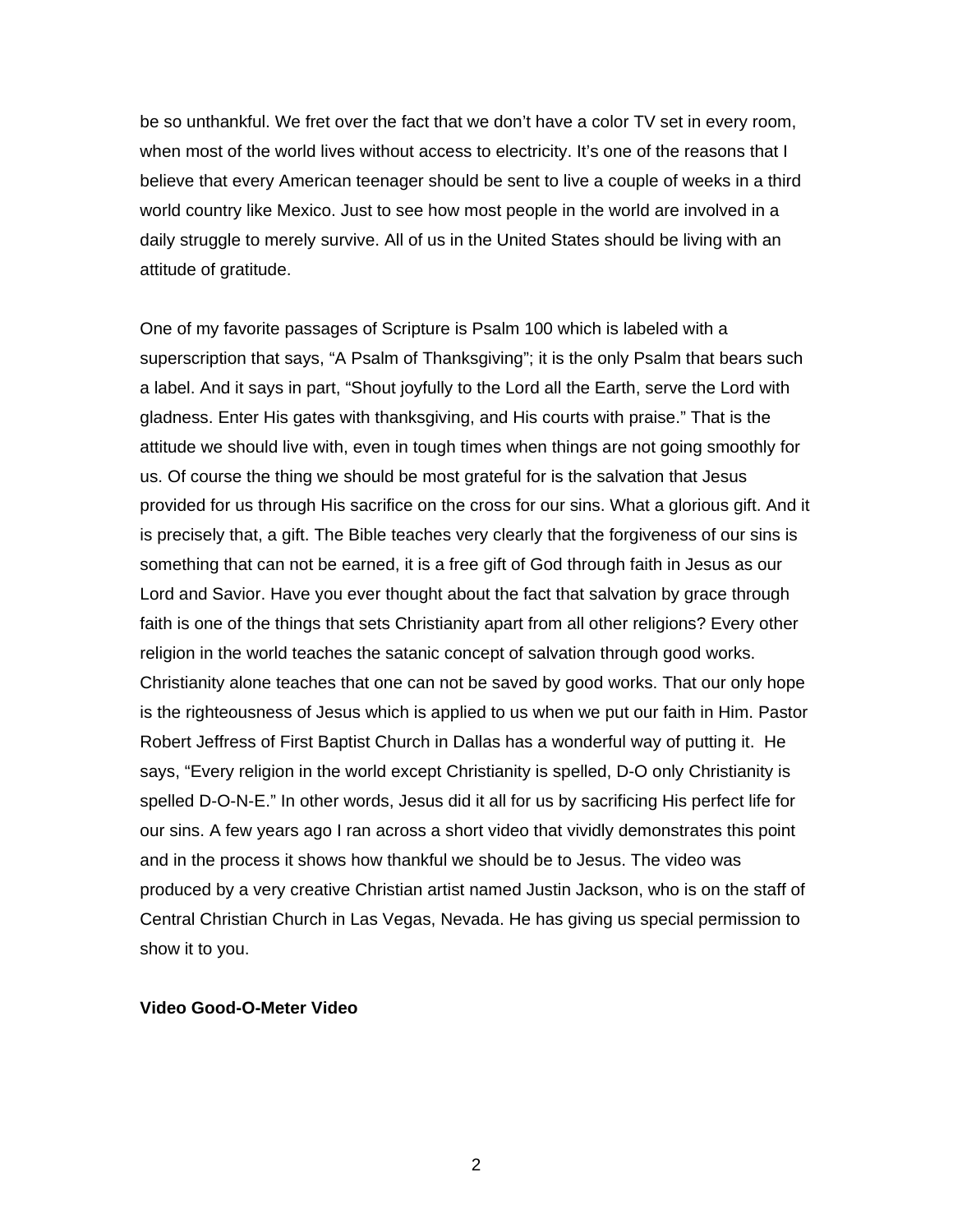be so unthankful. We fret over the fact that we don't have a color TV set in every room, when most of the world lives without access to electricity. It's one of the reasons that I believe that every American teenager should be sent to live a couple of weeks in a third world country like Mexico. Just to see how most people in the world are involved in a daily struggle to merely survive. All of us in the United States should be living with an attitude of gratitude.

One of my favorite passages of Scripture is Psalm 100 which is labeled with a superscription that says, "A Psalm of Thanksgiving"; it is the only Psalm that bears such a label. And it says in part, "Shout joyfully to the Lord all the Earth, serve the Lord with gladness. Enter His gates with thanksgiving, and His courts with praise." That is the attitude we should live with, even in tough times when things are not going smoothly for us. Of course the thing we should be most grateful for is the salvation that Jesus provided for us through His sacrifice on the cross for our sins. What a glorious gift. And it is precisely that, a gift. The Bible teaches very clearly that the forgiveness of our sins is something that can not be earned, it is a free gift of God through faith in Jesus as our Lord and Savior. Have you ever thought about the fact that salvation by grace through faith is one of the things that sets Christianity apart from all other religions? Every other religion in the world teaches the satanic concept of salvation through good works. Christianity alone teaches that one can not be saved by good works. That our only hope is the righteousness of Jesus which is applied to us when we put our faith in Him. Pastor Robert Jeffress of First Baptist Church in Dallas has a wonderful way of putting it. He says, "Every religion in the world except Christianity is spelled, D-O only Christianity is spelled D-O-N-E." In other words, Jesus did it all for us by sacrificing His perfect life for our sins. A few years ago I ran across a short video that vividly demonstrates this point and in the process it shows how thankful we should be to Jesus. The video was produced by a very creative Christian artist named Justin Jackson, who is on the staff of Central Christian Church in Las Vegas, Nevada. He has giving us special permission to show it to you.

**Video Good-O-Meter Video**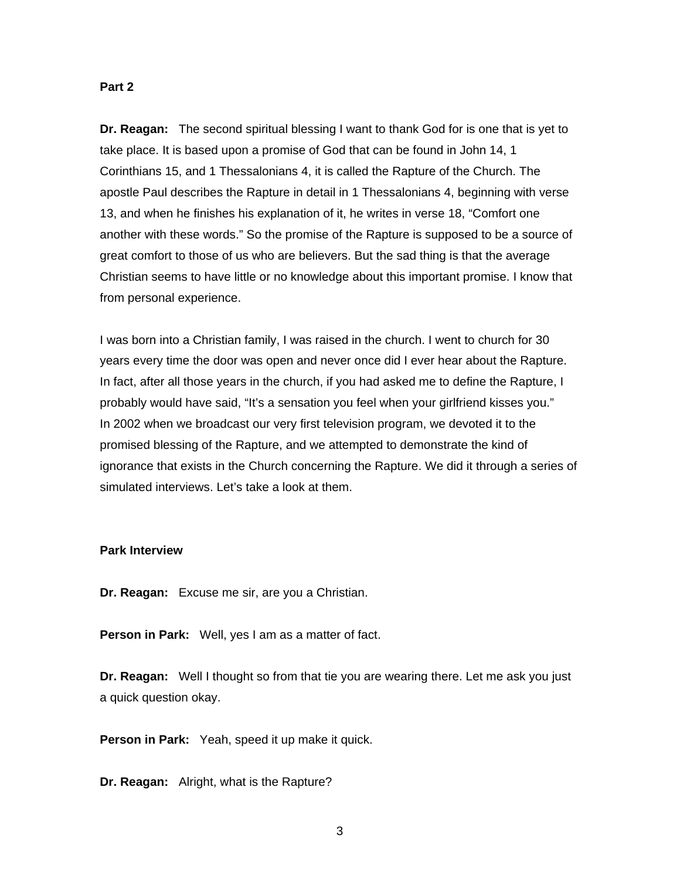**Part 2**

**Dr. Reagan:** The second spiritual blessing I want to thank God for is one that is yet to take place. It is based upon a promise of God that can be found in John 14, 1 Corinthians 15, and 1 Thessalonians 4, it is called the Rapture of the Church. The apostle Paul describes the Rapture in detail in 1 Thessalonians 4, beginning with verse 13, and when he finishes his explanation of it, he writes in verse 18, “Comfort one another with these words.” So the promise of the Rapture is supposed to be a source of great comfort to those of us who are believers. But the sad thing is that the average Christian seems to have little or no knowledge about this important promise. I know that from personal experience.

I was born into a Christian family, I was raised in the church. I went to church for 30 years every time the door was open and never once did I ever hear about the Rapture. In fact, after all those years in the church, if you had asked me to define the Rapture, I probably would have said, “It’s a sensation you feel when your girlfriend kisses you.” In 2002 when we broadcast our very first television program, we devoted it to the promised blessing of the Rapture, and we attempted to demonstrate the kind of ignorance that exists in the Church concerning the Rapture. We did it through a series of simulated interviews. Let’s take a look at them.

**Park Interview**

**Dr. Reagan:** Excuse me sir, are you a Christian.

**Person in Park:** Well, yes I am as a matter of fact.

**Dr. Reagan:** Well I thought so from that tie you are wearing there. Let me ask you just a quick question okay.

**Person in Park:** Yeah, speed it up make it quick.

**Dr. Reagan:** Alright, what is the Rapture?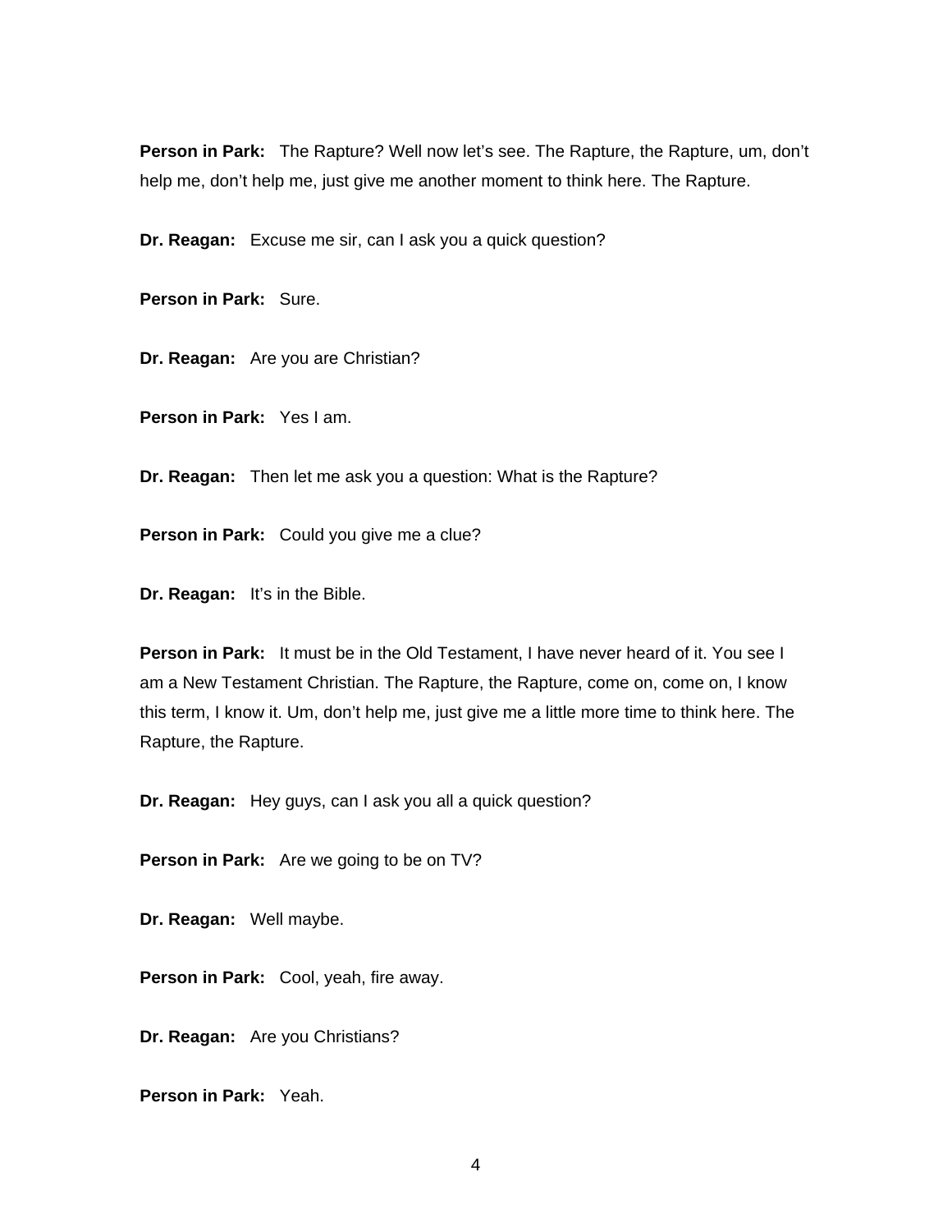**Person in Park:** The Rapture? Well now let's see. The Rapture, the Rapture, um, don't help me, don't help me, just give me another moment to think here. The Rapture.

**Dr. Reagan:** Excuse me sir, can I ask you a quick question?

**Person in Park:** Sure.

**Dr. Reagan:** Are you are Christian?

**Person in Park:** Yes I am.

**Dr. Reagan:** Then let me ask you a question: What is the Rapture?

**Person in Park:** Could you give me a clue?

**Dr. Reagan:** It's in the Bible.

**Person in Park:** It must be in the Old Testament, I have never heard of it. You see I am a New Testament Christian. The Rapture, the Rapture, come on, come on, I know this term, I know it. Um, don't help me, just give me a little more time to think here. The Rapture, the Rapture.

**Dr. Reagan:** Hey guys, can I ask you all a quick question?

**Person in Park:** Are we going to be on TV?

**Dr. Reagan:** Well maybe.

**Person in Park:** Cool, yeah, fire away.

**Dr. Reagan:** Are you Christians?

**Person in Park:** Yeah.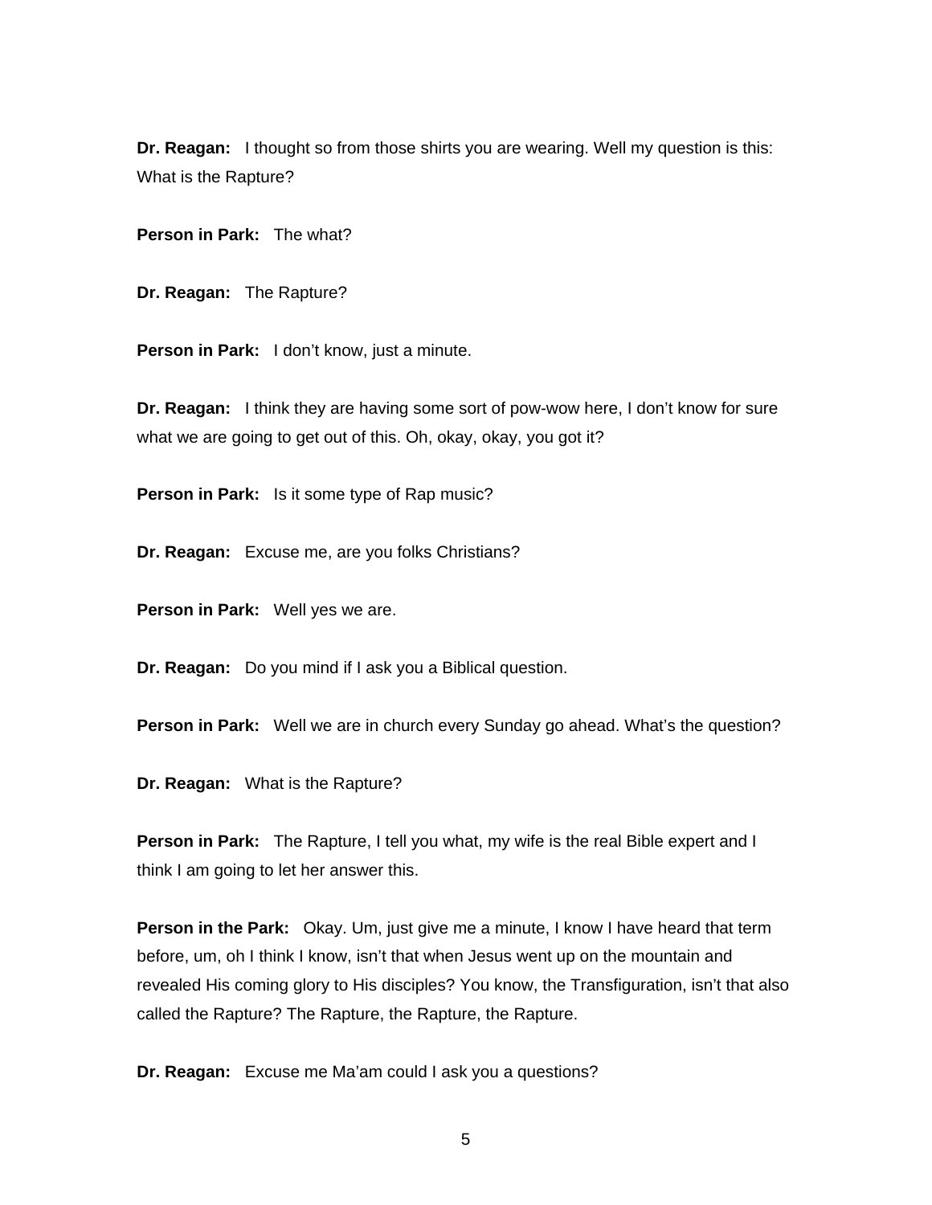**Dr. Reagan:** I thought so from those shirts you are wearing. Well my question is this: What is the Rapture?

**Person in Park:** The what?

**Dr. Reagan:** The Rapture?

**Person in Park:** I don't know, just a minute.

**Dr. Reagan:** I think they are having some sort of pow-wow here, I don't know for sure what we are going to get out of this. Oh, okay, okay, you got it?

**Person in Park:** Is it some type of Rap music?

**Dr. Reagan:** Excuse me, are you folks Christians?

**Person in Park:** Well yes we are.

**Dr. Reagan:** Do you mind if I ask you a Biblical question.

**Person in Park:** Well we are in church every Sunday go ahead. What's the question?

**Dr. Reagan:** What is the Rapture?

**Person in Park:** The Rapture, I tell you what, my wife is the real Bible expert and I think I am going to let her answer this.

**Person in the Park:** Okay. Um, just give me a minute, I know I have heard that term before, um, oh I think I know, isn't that when Jesus went up on the mountain and revealed His coming glory to His disciples? You know, the Transfiguration, isn't that also called the Rapture? The Rapture, the Rapture, the Rapture.

**Dr. Reagan:** Excuse me Ma'am could I ask you a questions?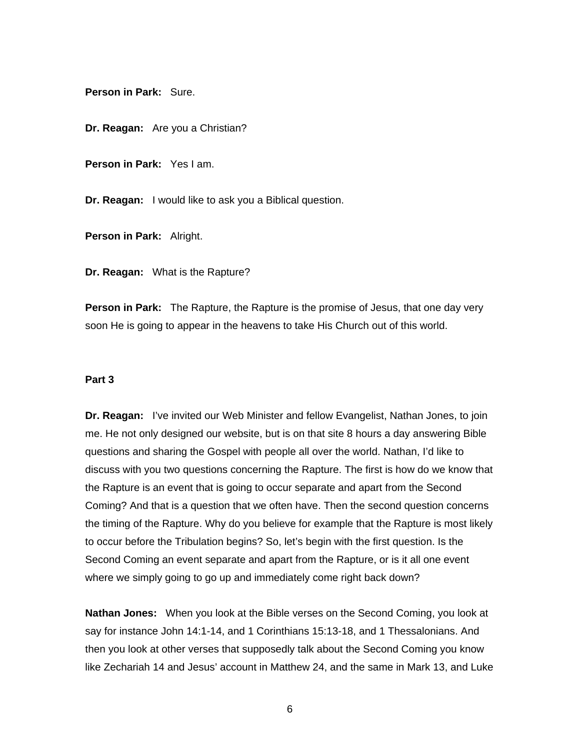**Person in Park:** Sure.

**Dr. Reagan:** Are you a Christian?

**Person in Park:** Yes I am.

**Dr. Reagan:** I would like to ask you a Biblical question.

**Person in Park:** Alright.

**Dr. Reagan:** What is the Rapture?

**Person in Park:** The Rapture, the Rapture is the promise of Jesus, that one day very soon He is going to appear in the heavens to take His Church out of this world.

**Part 3**

**Dr. Reagan:** I've invited our Web Minister and fellow Evangelist, Nathan Jones, to join me. He not only designed our website, but is on that site 8 hours a day answering Bible questions and sharing the Gospel with people all over the world. Nathan, I'd like to discuss with you two questions concerning the Rapture. The first is how do we know that the Rapture is an event that is going to occur separate and apart from the Second Coming? And that is a question that we often have. Then the second question concerns the timing of the Rapture. Why do you believe for example that the Rapture is most likely to occur before the Tribulation begins? So, let's begin with the first question. Is the Second Coming an event separate and apart from the Rapture, or is it all one event where we simply going to go up and immediately come right back down?

**Nathan Jones:** When you look at the Bible verses on the Second Coming, you look at say for instance John 14:1-14, and 1 Corinthians 15:13-18, and 1 Thessalonians. And then you look at other verses that supposedly talk about the Second Coming you know like Zechariah 14 and Jesus' account in Matthew 24, and the same in Mark 13, and Luke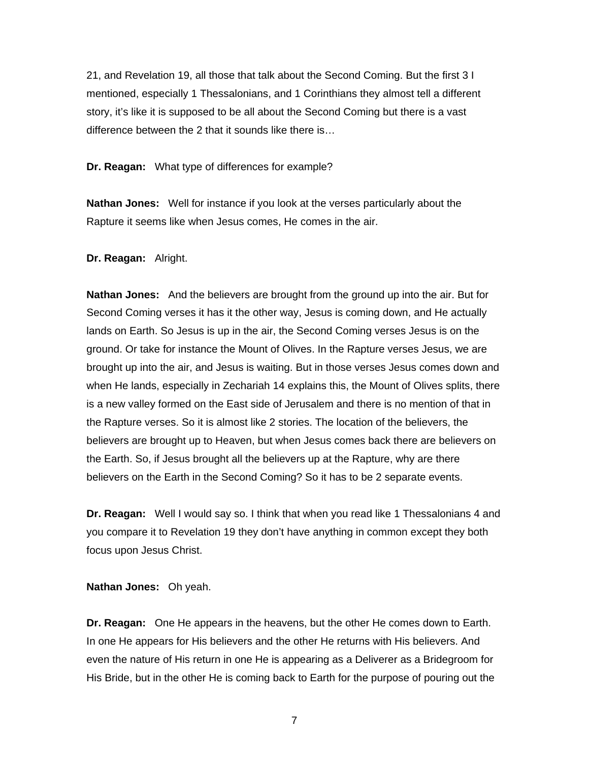21, and Revelation 19, all those that talk about the Second Coming. But the first 3 I mentioned, especially 1 Thessalonians, and 1 Corinthians they almost tell a different story, it's like it is supposed to be all about the Second Coming but there is a vast difference between the 2 that it sounds like there is…

**Dr. Reagan:** What type of differences for example?

**Nathan Jones:** Well for instance if you look at the verses particularly about the Rapture it seems like when Jesus comes, He comes in the air.

**Dr. Reagan:** Alright.

**Nathan Jones:** And the believers are brought from the ground up into the air. But for Second Coming verses it has it the other way, Jesus is coming down, and He actually lands on Earth. So Jesus is up in the air, the Second Coming verses Jesus is on the ground. Or take for instance the Mount of Olives. In the Rapture verses Jesus, we are brought up into the air, and Jesus is waiting. But in those verses Jesus comes down and when He lands, especially in Zechariah 14 explains this, the Mount of Olives splits, there is a new valley formed on the East side of Jerusalem and there is no mention of that in the Rapture verses. So it is almost like 2 stories. The location of the believers, the believers are brought up to Heaven, but when Jesus comes back there are believers on the Earth. So, if Jesus brought all the believers up at the Rapture, why are there believers on the Earth in the Second Coming? So it has to be 2 separate events.

**Dr. Reagan:** Well I would say so. I think that when you read like 1 Thessalonians 4 and you compare it to Revelation 19 they don't have anything in common except they both focus upon Jesus Christ.

**Nathan Jones:** Oh yeah.

**Dr. Reagan:** One He appears in the heavens, but the other He comes down to Earth. In one He appears for His believers and the other He returns with His believers. And even the nature of His return in one He is appearing as a Deliverer as a Bridegroom for His Bride, but in the other He is coming back to Earth for the purpose of pouring out the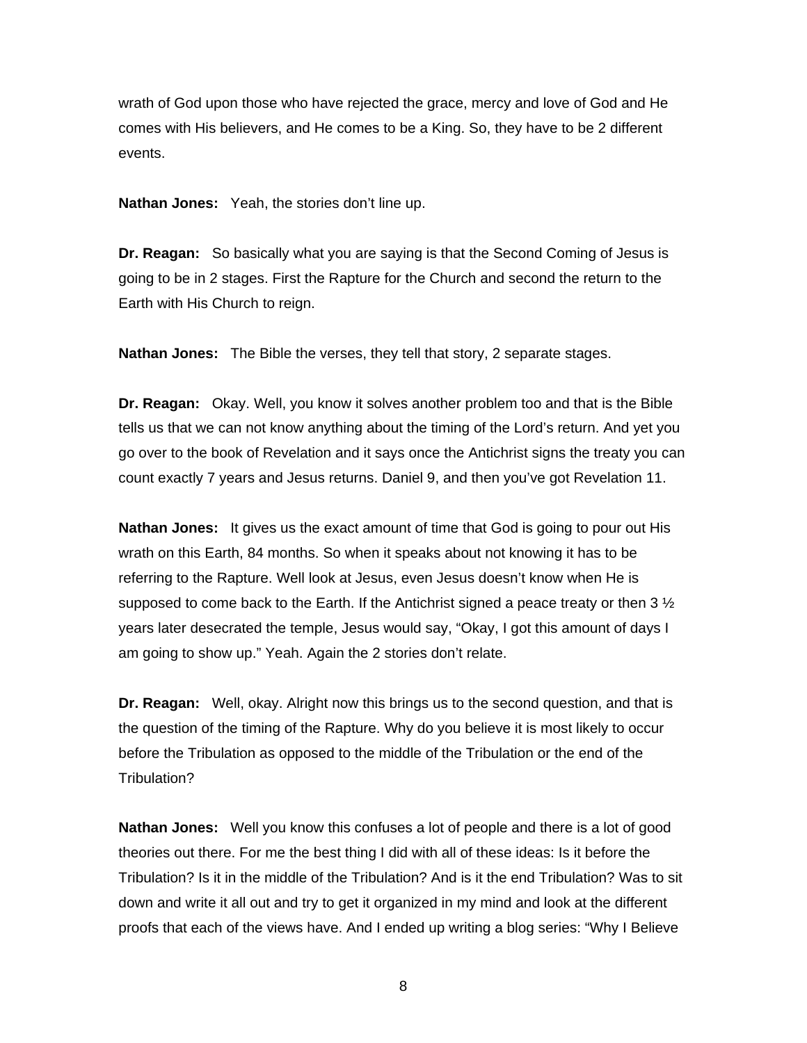wrath of God upon those who have rejected the grace, mercy and love of God and He comes with His believers, and He comes to be a King. So, they have to be 2 different events.

**Nathan Jones:** Yeah, the stories don't line up.

**Dr. Reagan:** So basically what you are saying is that the Second Coming of Jesus is going to be in 2 stages. First the Rapture for the Church and second the return to the Earth with His Church to reign.

**Nathan Jones:** The Bible the verses, they tell that story, 2 separate stages.

**Dr. Reagan:** Okay. Well, you know it solves another problem too and that is the Bible tells us that we can not know anything about the timing of the Lord's return. And yet you go over to the book of Revelation and it says once the Antichrist signs the treaty you can count exactly 7 years and Jesus returns. Daniel 9, and then you've got Revelation 11.

**Nathan Jones:** It gives us the exact amount of time that God is going to pour out His wrath on this Earth, 84 months. So when it speaks about not knowing it has to be referring to the Rapture. Well look at Jesus, even Jesus doesn't know when He is supposed to come back to the Earth. If the Antichrist signed a peace treaty or then 3 ½ years later desecrated the temple, Jesus would say, "Okay, I got this amount of days I am going to show up." Yeah. Again the 2 stories don't relate.

**Dr. Reagan:** Well, okay. Alright now this brings us to the second question, and that is the question of the timing of the Rapture. Why do you believe it is most likely to occur before the Tribulation as opposed to the middle of the Tribulation or the end of the Tribulation?

**Nathan Jones:** Well you know this confuses a lot of people and there is a lot of good theories out there. For me the best thing I did with all of these ideas: Is it before the Tribulation? Is it in the middle of the Tribulation? And is it the end Tribulation? Was to sit down and write it all out and try to get it organized in my mind and look at the different proofs that each of the views have. And I ended up writing a blog series: "Why I Believe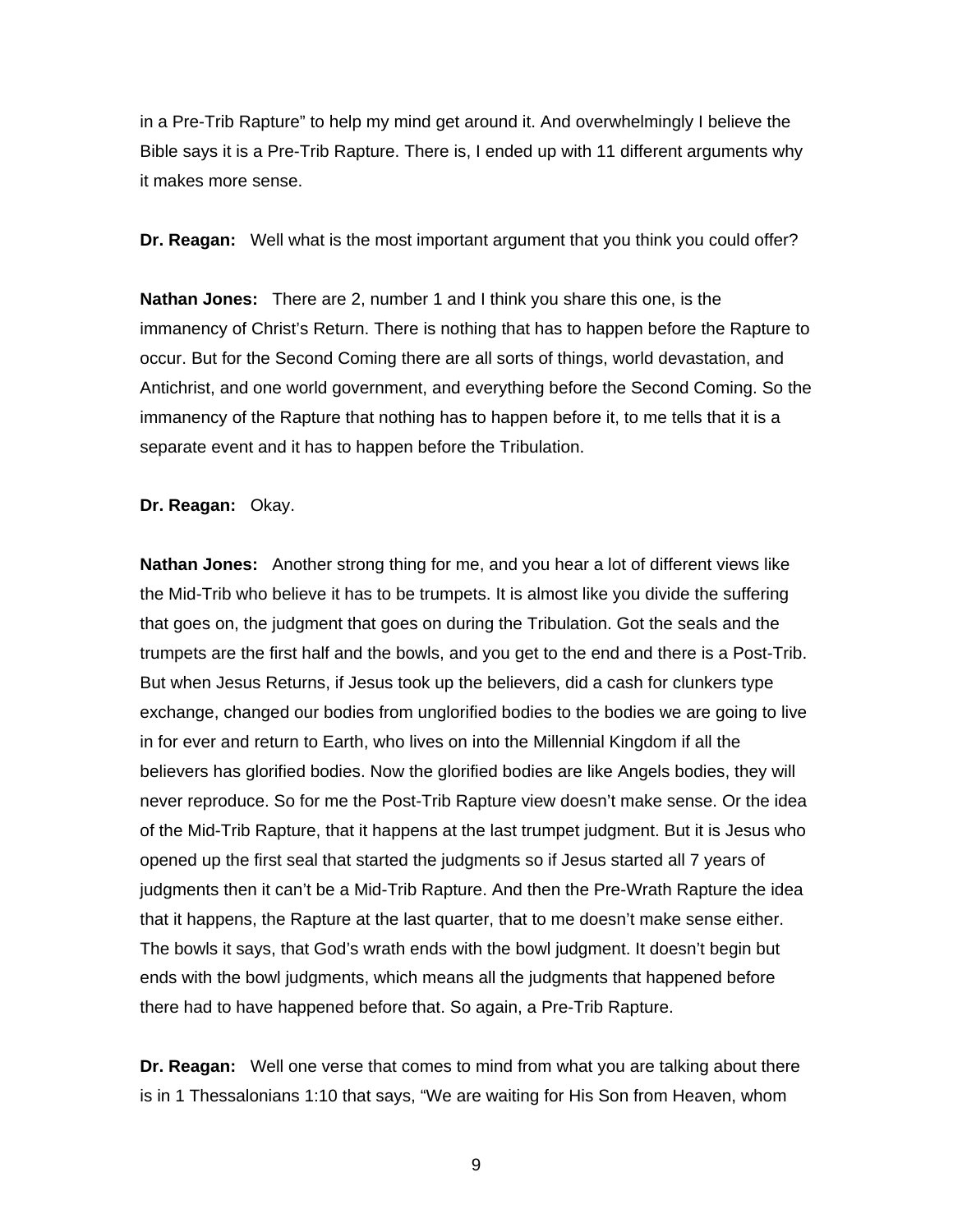in a Pre-Trib Rapture" to help my mind get around it. And overwhelmingly I believe the Bible says it is a Pre-Trib Rapture. There is, I ended up with 11 different arguments why it makes more sense.

**Dr. Reagan:** Well what is the most important argument that you think you could offer?

**Nathan Jones:** There are 2, number 1 and I think you share this one, is the immanency of Christ's Return. There is nothing that has to happen before the Rapture to occur. But for the Second Coming there are all sorts of things, world devastation, and Antichrist, and one world government, and everything before the Second Coming. So the immanency of the Rapture that nothing has to happen before it, to me tells that it is a separate event and it has to happen before the Tribulation.

**Dr. Reagan:** Okay.

**Nathan Jones:** Another strong thing for me, and you hear a lot of different views like the Mid-Trib who believe it has to be trumpets. It is almost like you divide the suffering that goes on, the judgment that goes on during the Tribulation. Got the seals and the trumpets are the first half and the bowls, and you get to the end and there is a Post-Trib. But when Jesus Returns, if Jesus took up the believers, did a cash for clunkers type exchange, changed our bodies from unglorified bodies to the bodies we are going to live in for ever and return to Earth, who lives on into the Millennial Kingdom if all the believers has glorified bodies. Now the glorified bodies are like Angels bodies, they will never reproduce. So for me the Post-Trib Rapture view doesn't make sense. Or the idea of the Mid-Trib Rapture, that it happens at the last trumpet judgment. But it is Jesus who opened up the first seal that started the judgments so if Jesus started all 7 years of judgments then it can't be a Mid-Trib Rapture. And then the Pre-Wrath Rapture the idea that it happens, the Rapture at the last quarter, that to me doesn't make sense either. The bowls it says, that God's wrath ends with the bowl judgment. It doesn't begin but ends with the bowl judgments, which means all the judgments that happened before there had to have happened before that. So again, a Pre-Trib Rapture.

**Dr. Reagan:** Well one verse that comes to mind from what you are talking about there is in 1 Thessalonians 1:10 that says, "We are waiting for His Son from Heaven, whom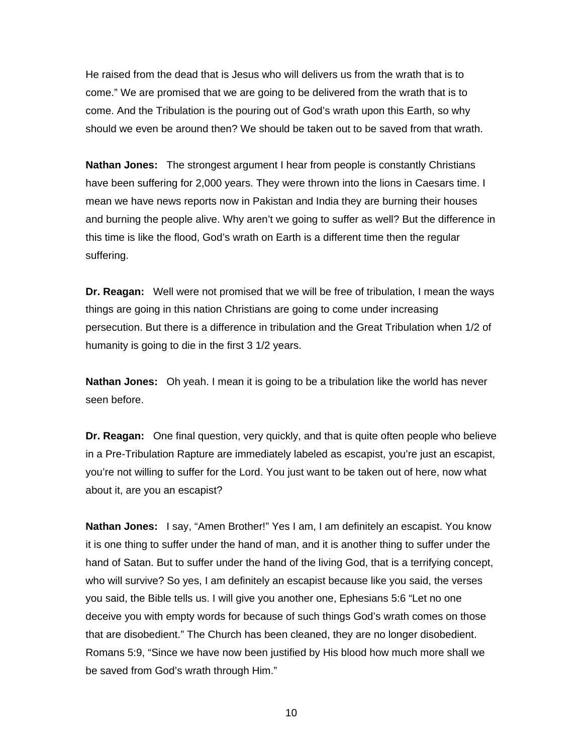He raised from the dead that is Jesus who will delivers us from the wrath that is to come." We are promised that we are going to be delivered from the wrath that is to come. And the Tribulation is the pouring out of God's wrath upon this Earth, so why should we even be around then? We should be taken out to be saved from that wrath.

**Nathan Jones:** The strongest argument I hear from people is constantly Christians have been suffering for 2,000 years. They were thrown into the lions in Caesars time. I mean we have news reports now in Pakistan and India they are burning their houses and burning the people alive. Why aren't we going to suffer as well? But the difference in this time is like the flood, God's wrath on Earth is a different time then the regular suffering.

**Dr. Reagan:** Well were not promised that we will be free of tribulation, I mean the ways things are going in this nation Christians are going to come under increasing persecution. But there is a difference in tribulation and the Great Tribulation when 1/2 of humanity is going to die in the first 3 1/2 years.

**Nathan Jones:** Oh yeah. I mean it is going to be a tribulation like the world has never seen before.

**Dr. Reagan:** One final question, very quickly, and that is quite often people who believe in a Pre-Tribulation Rapture are immediately labeled as escapist, you're just an escapist, you're not willing to suffer for the Lord. You just want to be taken out of here, now what about it, are you an escapist?

**Nathan Jones:** I say, "Amen Brother!" Yes I am, I am definitely an escapist. You know it is one thing to suffer under the hand of man, and it is another thing to suffer under the hand of Satan. But to suffer under the hand of the living God, that is a terrifying concept, who will survive? So yes, I am definitely an escapist because like you said, the verses you said, the Bible tells us. I will give you another one, Ephesians 5:6 "Let no one deceive you with empty words for because of such things God's wrath comes on those that are disobedient." The Church has been cleaned, they are no longer disobedient. Romans 5:9, "Since we have now been justified by His blood how much more shall we be saved from God's wrath through Him."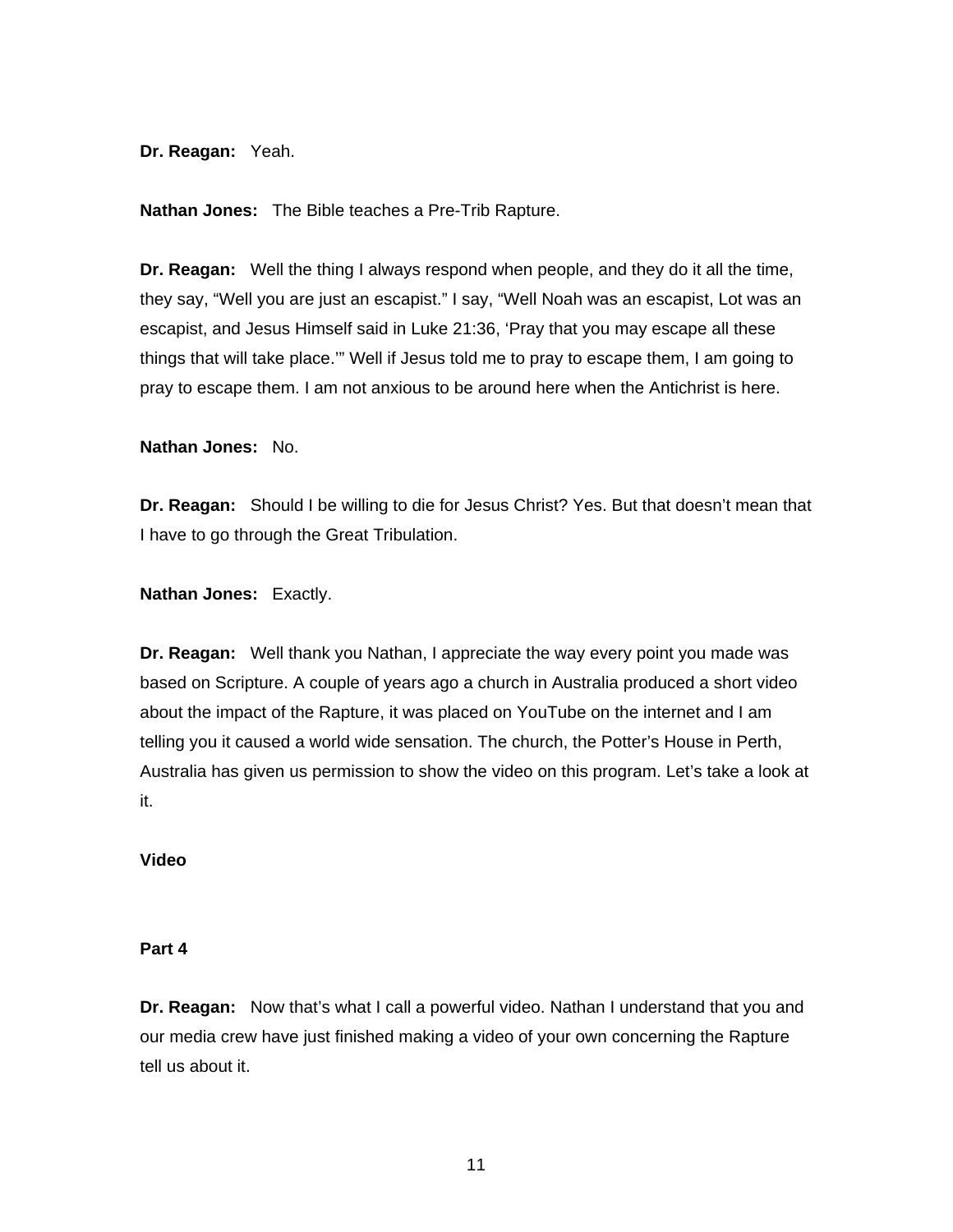**Dr. Reagan:** Yeah.

**Nathan Jones:** The Bible teaches a Pre-Trib Rapture.

**Dr. Reagan:** Well the thing I always respond when people, and they do it all the time, they say, "Well you are just an escapist." I say, "Well Noah was an escapist, Lot was an escapist, and Jesus Himself said in Luke 21:36, 'Pray that you may escape all these things that will take place.'" Well if Jesus told me to pray to escape them, I am going to pray to escape them. I am not anxious to be around here when the Antichrist is here.

**Nathan Jones:** No.

**Dr. Reagan:** Should I be willing to die for Jesus Christ? Yes. But that doesn't mean that I have to go through the Great Tribulation.

**Nathan Jones:** Exactly.

**Dr. Reagan:** Well thank you Nathan, I appreciate the way every point you made was based on Scripture. A couple of years ago a church in Australia produced a short video about the impact of the Rapture, it was placed on YouTube on the internet and I am telling you it caused a world wide sensation. The church, the Potter's House in Perth, Australia has given us permission to show the video on this program. Let's take a look at it.

**Video**

**Part 4**

**Dr. Reagan:** Now that's what I call a powerful video. Nathan I understand that you and our media crew have just finished making a video of your own concerning the Rapture tell us about it.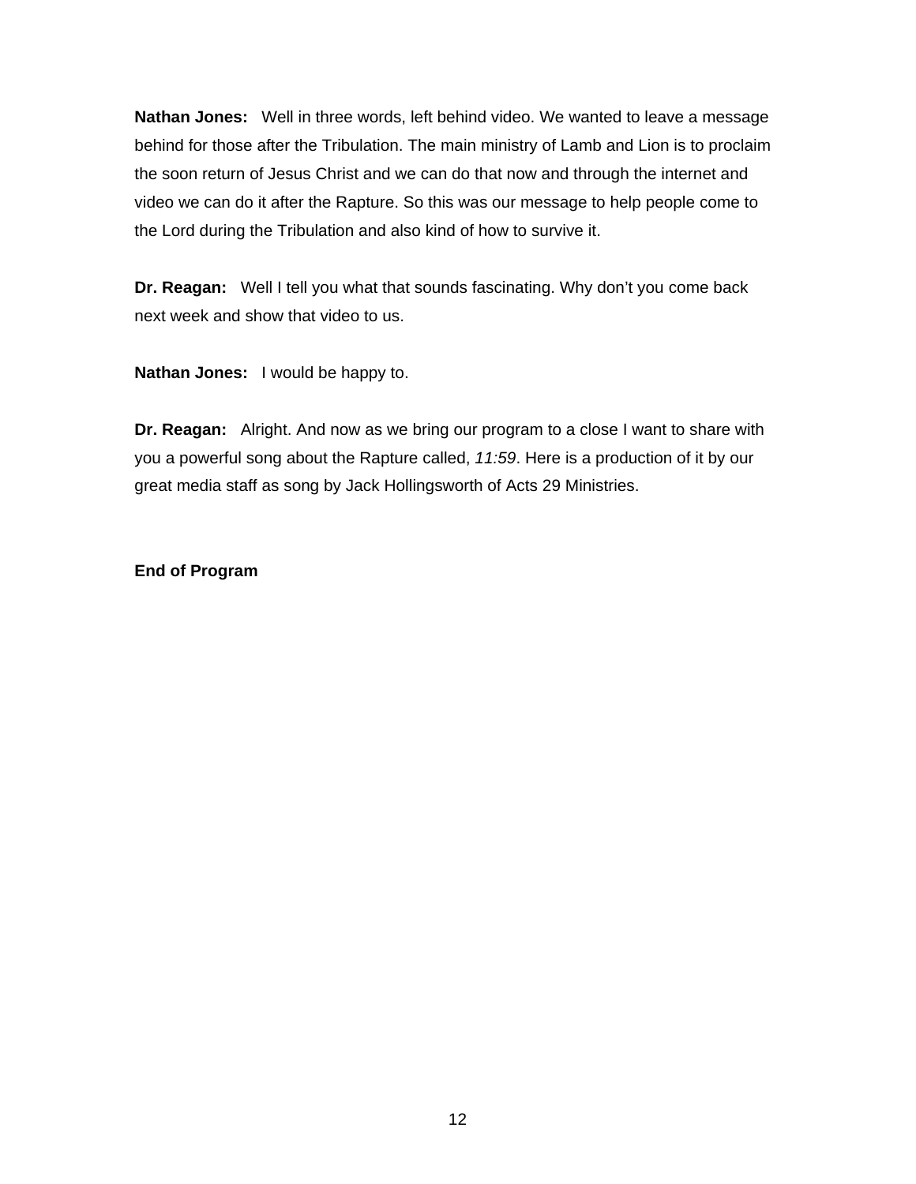**Nathan Jones:** Well in three words, left behind video. We wanted to leave a message behind for those after the Tribulation. The main ministry of Lamb and Lion is to proclaim the soon return of Jesus Christ and we can do that now and through the internet and video we can do it after the Rapture. So this was our message to help people come to the Lord during the Tribulation and also kind of how to survive it.

**Dr. Reagan:** Well I tell you what that sounds fascinating. Why don't you come back next week and show that video to us.

**Nathan Jones:** I would be happy to.

**Dr. Reagan:** Alright. And now as we bring our program to a close I want to share with you a powerful song about the Rapture called, *11:59*. Here is a production of it by our great media staff as song by Jack Hollingsworth of Acts 29 Ministries.

**End of Program**